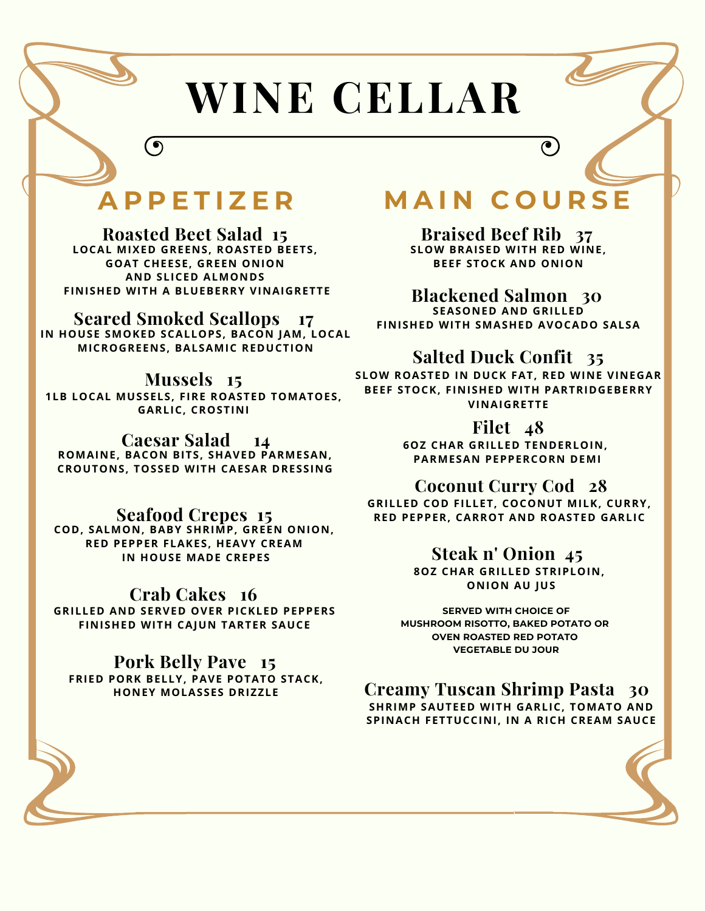# WINE CELLAR

## APPETIZER

### Roasted Beet Salad 15

LOCAL MIXED GREENS, ROASTED BEETS, GOAT CHEESE, GREEN ONION AND SLICED ALMONDS FINISHED WITH A BLUEBERRY VINAIGRETTE

### Seared Smoked Scallops 17

IN HOUSE SMOKED SCALLOPS, BACON JAM, LOCAL MICROGREENS, BALSAMIC REDUCTION

### Mussels 15

1LB LOCAL MUSSELS, FIRE ROASTED TOMATOES, GARLIC, CROSTINI

### Caesar Salad 14

ROMAINE, BACON BITS, SHAVED PARMESAN, CROUTONS, TOSSED WITH CAESAR DRESSING

### Seafood Crepes 15

COD, SALMON, BABY SHRIMP, GREEN ONION, RED PEPPER FLAKES, HEAVY CREAM IN HOUSE MADE CREPES

### Crab Cakes 16

GRILLED AND SERVED OVER PICKLED PEPPERS FINISHED WITH CAJUN TARTER SAUCE

### Pork Belly Pave 15

FRIED PORK BELLY, PAVE POTATO STACK, HONEY MOLASSES DRIZZLE

## MAIN COURSE

### Braised Beef Rib 37

SLOW BRAISED WITH RED WINE, BEEF STOCK AND ONION

### Blackened Salmon 30

SEASONED AND GRILLED FINISHED WITH SMASHED AVOCADO SALSA

### Salted Duck Confit 35

SLOW ROASTED IN DUCK FAT, RED WINE VINEGAR BEEF STOCK, FINISHED WITH PARTRIDGEBERRY VINAIGRETTE

### Filet 48

6OZ CHAR GRILLED TENDERLOIN, PARMESAN PEPPERCORN DEMI

### Coconut Curry Cod 28

GRILLED COD FILLET, COCONUT MILK, CURRY, RED PEPPER, CARROT AND ROASTED GARLIC

### Steak n' Onion 45

8OZ CHAR GRILLED STRIPLOIN, ONION AU JUS

SERVED WITH CHOICE OF MUSHROOM RISOTTO, BAKED POTATO OR OVEN ROASTED RED POTATO VEGETABLE DU JOUR

### Creamy Tuscan Shrimp Pasta 30

SHRIMP SAUTEED WITH GARLIC, TOMATO AND SPINACH FETTUCCINI, IN A RICH CREAM SAUCE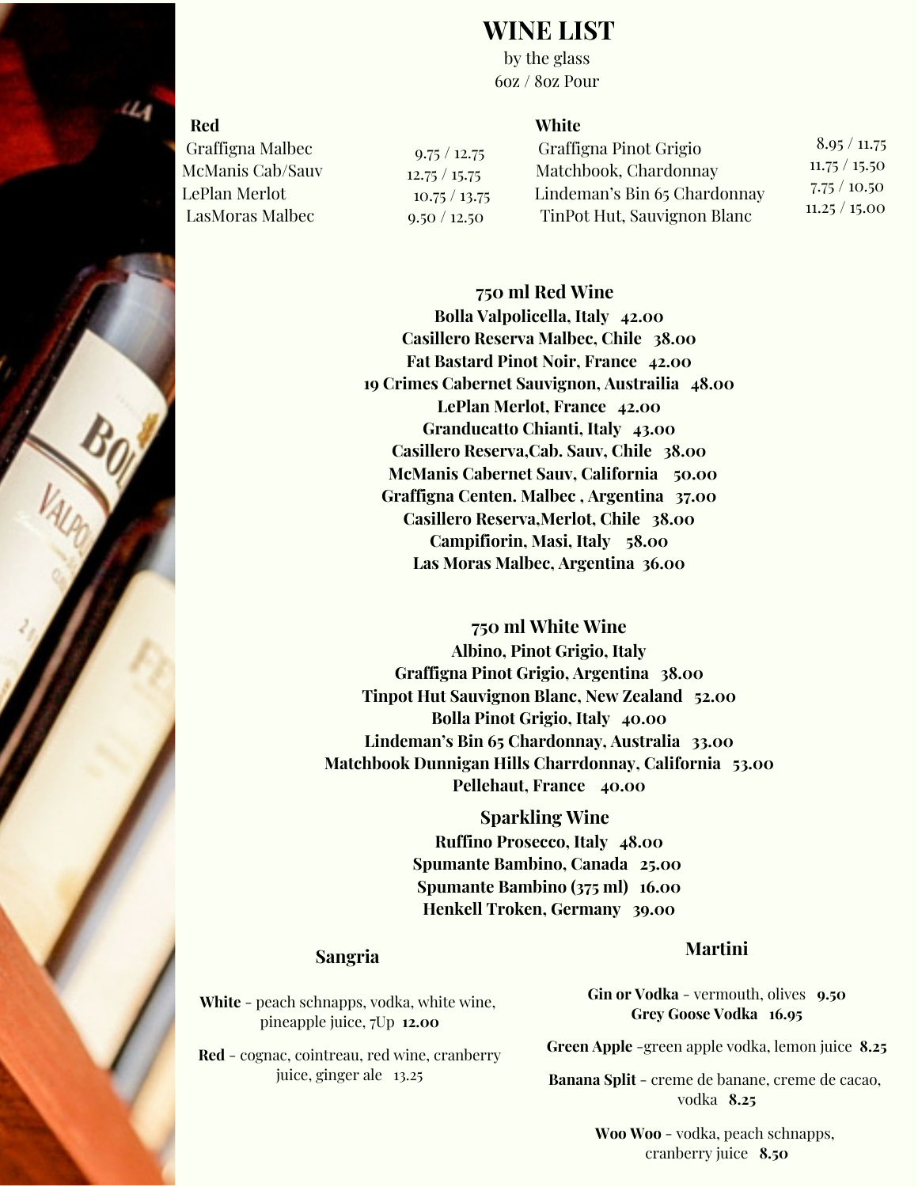# WINE LIST

by the glass
6oz / 8oz Pour

## Red

| | |
|---|---|
| Graffigna Malbec | 9.75 / 12.75 |
| McManis Cab/Sauv | 12.75 / 15.75 |
| LePlan Merlot | 10.75 / 13.75 |
| LasMoras Malbec | 9.50 / 12.50 |

## White

| | |
|---|---|
| Graffigna Pinot Grigio | 8.95 / 11.75 |
| Matchbook, Chardonnay | 11.75 / 15.50 |
| Lindeman's Bin 65 Chardonnay | 7.75 / 10.50 |
| TinPot Hut, Sauvignon Blanc | 11.25 / 15.00 |

## 750 ml Red Wine

**Bolla Valpolicella, Italy 42.00**
**Casillero Reserva Malbec, Chile 38.00**
**Fat Bastard Pinot Noir, France 42.00**
**19 Crimes Cabernet Sauvignon, Austrailia 48.00**
**LePlan Merlot, France 42.00**
**Granducatto Chianti, Italy 43.00**
**Casillero Reserva,Cab. Sauv, Chile 38.00**
**McManis Cabernet Sauv, California 50.00**
**Graffigna Centen. Malbec , Argentina 37.00**
**Casillero Reserva,Merlot, Chile 38.00**
**Campifiorin, Masi, Italy 58.00**
**Las Moras Malbec, Argentina 36.00**

## 750 ml White Wine

**Albino, Pinot Grigio, Italy**
**Graffigna Pinot Grigio, Argentina 38.00**
**Tinpot Hut Sauvignon Blanc, New Zealand 52.00**
**Bolla Pinot Grigio, Italy 40.00**
**Lindeman's Bin 65 Chardonnay, Australia 33.00**
**Matchbook Dunnigan Hills Charrdonnay, California 53.00**
**Pellehaut, France 40.00**

## Sparkling Wine

**Ruffino Prosecco, Italy 48.00**
**Spumante Bambino, Canada 25.00**
**Spumante Bambino (375 ml) 16.00**
**Henkell Troken, Germany 39.00**

## Sangria

**White** - peach schnapps, vodka, white wine, pineapple juice, 7Up **12.00**

**Red** - cognac, cointreau, red wine, cranberry juice, ginger ale 13.25

## Martini

**Gin or Vodka** - vermouth, olives **9.50**
**Grey Goose Vodka 16.95**

**Green Apple** -green apple vodka, lemon juice **8.25**

**Banana Split** - creme de banane, creme de cacao, vodka **8.25**

**Woo Woo** - vodka, peach schnapps, cranberry juice **8.50**